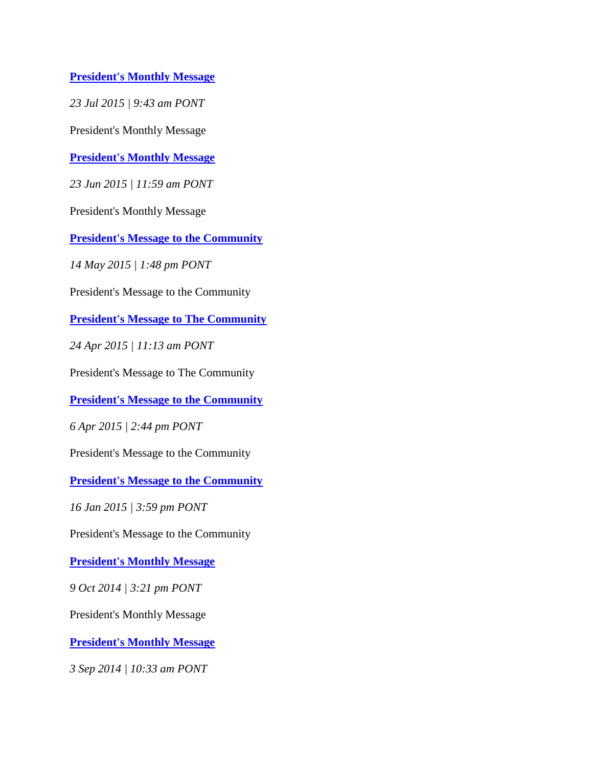**[President's Monthly Message]**

*23 Jul 2015 | 9:43 am PONT*

President's Monthly Message

**[President's Monthly Message]**

*23 Jun 2015 | 11:59 am PONT*

President's Monthly Message

**[President's Message to the Community]**

*14 May 2015 | 1:48 pm PONT*

President's Message to the Community

**[President's Message to The Community]**

*24 Apr 2015 | 11:13 am PONT*

President's Message to The Community

**[President's Message to the Community]**

*6 Apr 2015 | 2:44 pm PONT*

President's Message to the Community

**[President's Message to the Community]**

*16 Jan 2015 | 3:59 pm PONT*

President's Message to the Community

**[President's Monthly Message]**

*9 Oct 2014 | 3:21 pm PONT*

President's Monthly Message

**[President's Monthly Message]**

*3 Sep 2014 | 10:33 am PONT*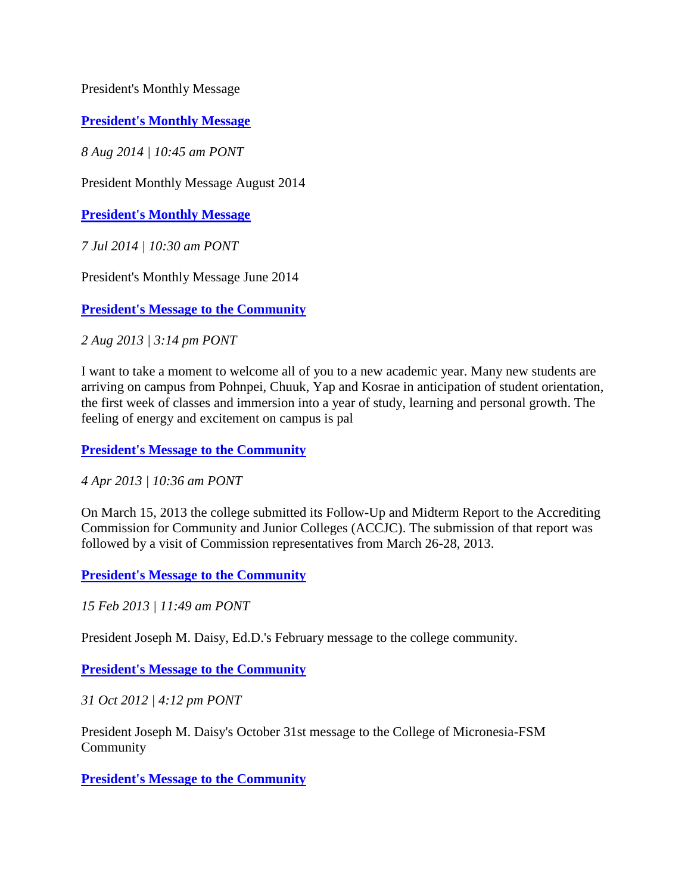President's Monthly Message

**[President's Monthly Message]**

*8 Aug 2014 | 10:45 am PONT*

President Monthly Message August 2014

**[President's Monthly Message]**

*7 Jul 2014 | 10:30 am PONT*

President's Monthly Message June 2014

**[President's Message to the Community]**

*2 Aug 2013 | 3:14 pm PONT*

I want to take a moment to welcome all of you to a new academic year. Many new students are arriving on campus from Pohnpei, Chuuk, Yap and Kosrae in anticipation of student orientation, the first week of classes and immersion into a year of study, learning and personal growth. The feeling of energy and excitement on campus is pal

**[President's Message to the Community]**

*4 Apr 2013 | 10:36 am PONT*

On March 15, 2013 the college submitted its Follow-Up and Midterm Report to the Accrediting Commission for Community and Junior Colleges (ACCJC). The submission of that report was followed by a visit of Commission representatives from March 26-28, 2013.

**[President's Message to the Community]**

*15 Feb 2013 | 11:49 am PONT*

President Joseph M. Daisy, Ed.D.'s February message to the college community.

**[President's Message to the Community]**

*31 Oct 2012 | 4:12 pm PONT*

President Joseph M. Daisy's October 31st message to the College of Micronesia-FSM Community

**[President's Message to the Community]**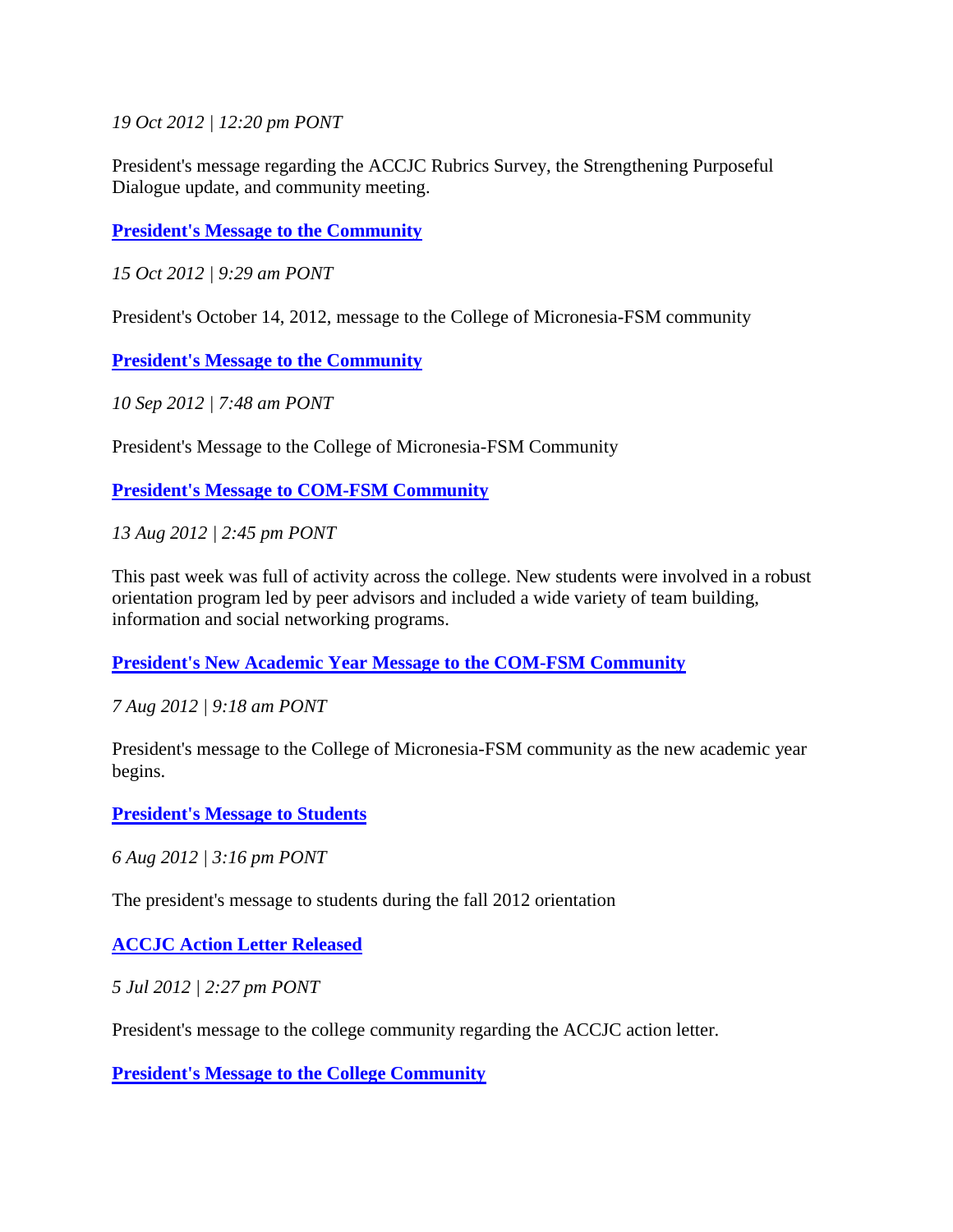*19 Oct 2012 | 12:20 pm PONT*

President's message regarding the ACCJC Rubrics Survey, the Strengthening Purposeful Dialogue update, and community meeting.

**President's Message to the Community**

*15 Oct 2012 | 9:29 am PONT*

President's October 14, 2012, message to the College of Micronesia-FSM community

**President's Message to the Community**

*10 Sep 2012 | 7:48 am PONT*

President's Message to the College of Micronesia-FSM Community

**President's Message to COM-FSM Community**

*13 Aug 2012 | 2:45 pm PONT*

This past week was full of activity across the college. New students were involved in a robust orientation program led by peer advisors and included a wide variety of team building, information and social networking programs.

**President's New Academic Year Message to the COM-FSM Community**

*7 Aug 2012 | 9:18 am PONT*

President's message to the College of Micronesia-FSM community as the new academic year begins.

**President's Message to Students**

*6 Aug 2012 | 3:16 pm PONT*

The president's message to students during the fall 2012 orientation

**ACCJC Action Letter Released**

*5 Jul 2012 | 2:27 pm PONT*

President's message to the college community regarding the ACCJC action letter.

**President's Message to the College Community**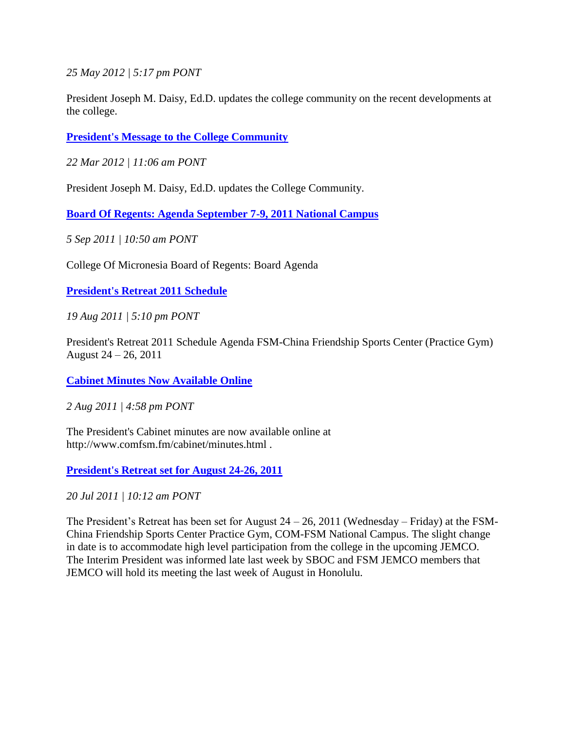*25 May 2012 | 5:17 pm PONT*

President Joseph M. Daisy, Ed.D. updates the college community on the recent developments at the college.

**President's Message to the College Community**

*22 Mar 2012 | 11:06 am PONT*

President Joseph M. Daisy, Ed.D. updates the College Community.

**Board Of Regents: Agenda September 7-9, 2011 National Campus**

*5 Sep 2011 | 10:50 am PONT*

College Of Micronesia Board of Regents: Board Agenda

**President's Retreat 2011 Schedule**

*19 Aug 2011 | 5:10 pm PONT*

President's Retreat 2011 Schedule Agenda FSM-China Friendship Sports Center (Practice Gym) August 24 – 26, 2011

**Cabinet Minutes Now Available Online**

*2 Aug 2011 | 4:58 pm PONT*

The President's Cabinet minutes are now available online at http://www.comfsm.fm/cabinet/minutes.html .

**President's Retreat set for August 24-26, 2011**

*20 Jul 2011 | 10:12 am PONT*

The President’s Retreat has been set for August 24 – 26, 2011 (Wednesday – Friday) at the FSM-China Friendship Sports Center Practice Gym, COM-FSM National Campus. The slight change in date is to accommodate high level participation from the college in the upcoming JEMCO. The Interim President was informed late last week by SBOC and FSM JEMCO members that JEMCO will hold its meeting the last week of August in Honolulu.